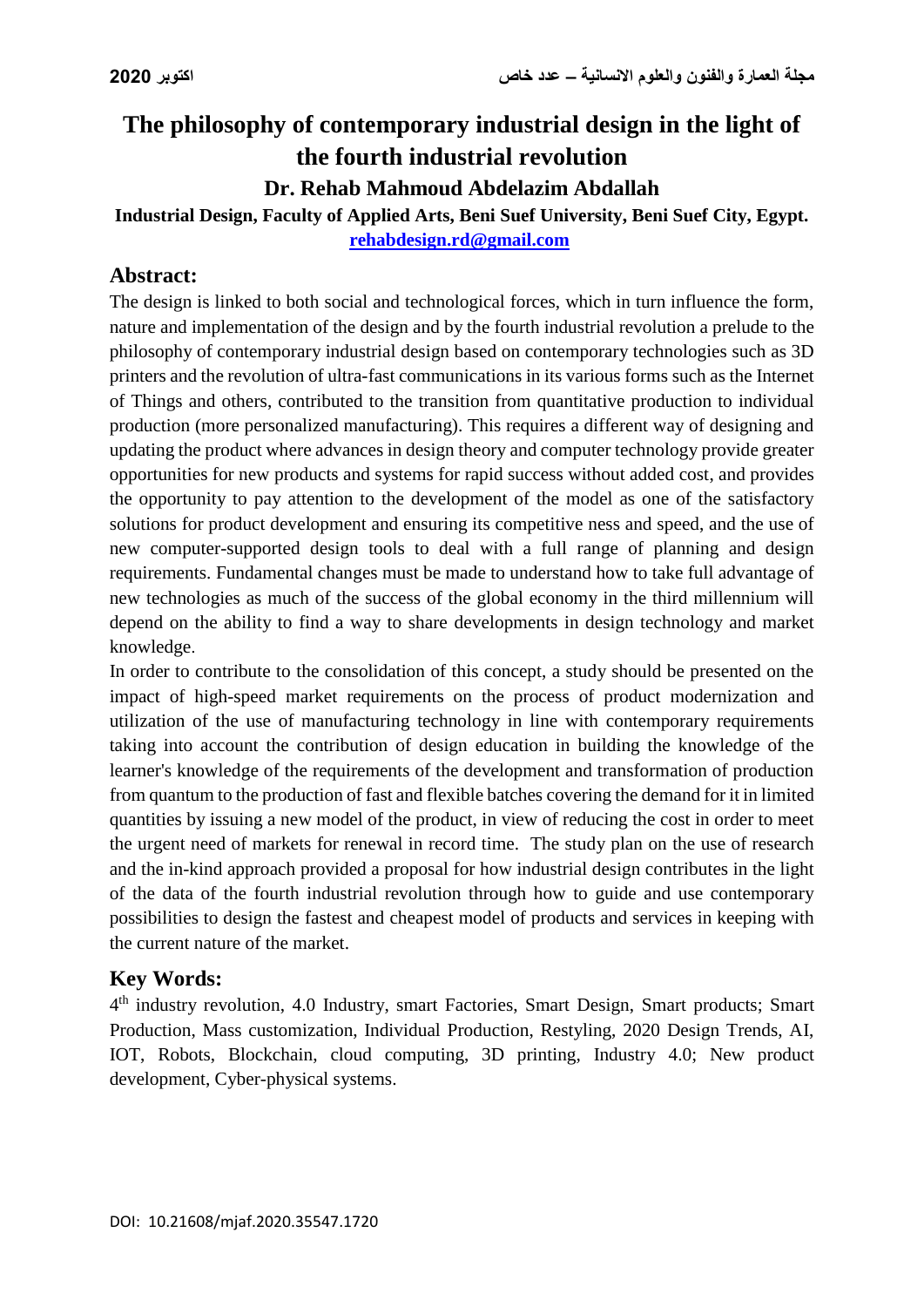# The philosophy of contemporary industrial design in the light of the fourth industrial revolution

**Dr. Rehab Mahmoud Abdelazim Abdallah**

**Industrial Design, Faculty of Applied Arts, Beni Suef University, Beni Suef City, Egypt.**

**rehabdesign.rd@gmail.com**

## Abstract:

The design is linked to both social and technological forces, which in turn influence the form, nature and implementation of the design and by the fourth industrial revolution a prelude to the philosophy of contemporary industrial design based on contemporary technologies such as 3D printers and the revolution of ultra-fast communications in its various forms such as the Internet of Things and others, contributed to the transition from quantitative production to individual production (more personalized manufacturing). This requires a different way of designing and updating the product where advances in design theory and computer technology provide greater opportunities for new products and systems for rapid success without added cost, and provides the opportunity to pay attention to the development of the model as one of the satisfactory solutions for product development and ensuring its competitive ness and speed, and the use of new computer-supported design tools to deal with a full range of planning and design requirements. Fundamental changes must be made to understand how to take full advantage of new technologies as much of the success of the global economy in the third millennium will depend on the ability to find a way to share developments in design technology and market knowledge.

In order to contribute to the consolidation of this concept, a study should be presented on the impact of high-speed market requirements on the process of product modernization and utilization of the use of manufacturing technology in line with contemporary requirements taking into account the contribution of design education in building the knowledge of the learner's knowledge of the requirements of the development and transformation of production from quantum to the production of fast and flexible batches covering the demand for it in limited quantities by issuing a new model of the product, in view of reducing the cost in order to meet the urgent need of markets for renewal in record time. The study plan on the use of research and the in-kind approach provided a proposal for how industrial design contributes in the light of the data of the fourth industrial revolution through how to guide and use contemporary possibilities to design the fastest and cheapest model of products and services in keeping with the current nature of the market.

## Key Words:

4th industry revolution, 4.0 Industry, smart Factories, Smart Design, Smart products; Smart Production, Mass customization, Individual Production, Restyling, 2020 Design Trends, AI, IOT, Robots, Blockchain, cloud computing, 3D printing, Industry 4.0; New product development, Cyber-physical systems.

DOI: 10.21608/mjaf.2020.35547.1720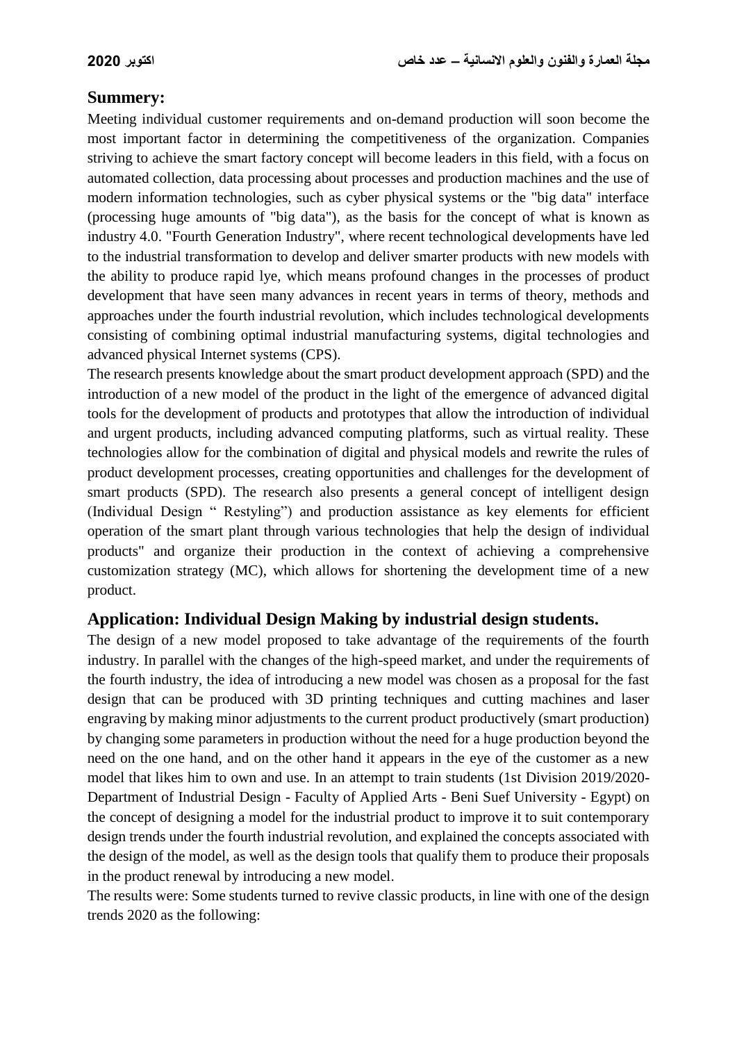## Summery:

Meeting individual customer requirements and on-demand production will soon become the most important factor in determining the competitiveness of the organization. Companies striving to achieve the smart factory concept will become leaders in this field, with a focus on automated collection, data processing about processes and production machines and the use of modern information technologies, such as cyber physical systems or the "big data" interface (processing huge amounts of "big data"), as the basis for the concept of what is known as industry 4.0. "Fourth Generation Industry", where recent technological developments have led to the industrial transformation to develop and deliver smarter products with new models with the ability to produce rapid lye, which means profound changes in the processes of product development that have seen many advances in recent years in terms of theory, methods and approaches under the fourth industrial revolution, which includes technological developments consisting of combining optimal industrial manufacturing systems, digital technologies and advanced physical Internet systems (CPS).

The research presents knowledge about the smart product development approach (SPD) and the introduction of a new model of the product in the light of the emergence of advanced digital tools for the development of products and prototypes that allow the introduction of individual and urgent products, including advanced computing platforms, such as virtual reality. These technologies allow for the combination of digital and physical models and rewrite the rules of product development processes, creating opportunities and challenges for the development of smart products (SPD). The research also presents a general concept of intelligent design (Individual Design " Restyling") and production assistance as key elements for efficient operation of the smart plant through various technologies that help the design of individual products" and organize their production in the context of achieving a comprehensive customization strategy (MC), which allows for shortening the development time of a new product.

## Application: Individual Design Making by industrial design students.

The design of a new model proposed to take advantage of the requirements of the fourth industry. In parallel with the changes of the high-speed market, and under the requirements of the fourth industry, the idea of introducing a new model was chosen as a proposal for the fast design that can be produced with 3D printing techniques and cutting machines and laser engraving by making minor adjustments to the current product productively (smart production) by changing some parameters in production without the need for a huge production beyond the need on the one hand, and on the other hand it appears in the eye of the customer as a new model that likes him to own and use. In an attempt to train students (1st Division 2019/2020- Department of Industrial Design - Faculty of Applied Arts - Beni Suef University - Egypt) on the concept of designing a model for the industrial product to improve it to suit contemporary design trends under the fourth industrial revolution, and explained the concepts associated with the design of the model, as well as the design tools that qualify them to produce their proposals in the product renewal by introducing a new model.

The results were: Some students turned to revive classic products, in line with one of the design trends 2020 as the following: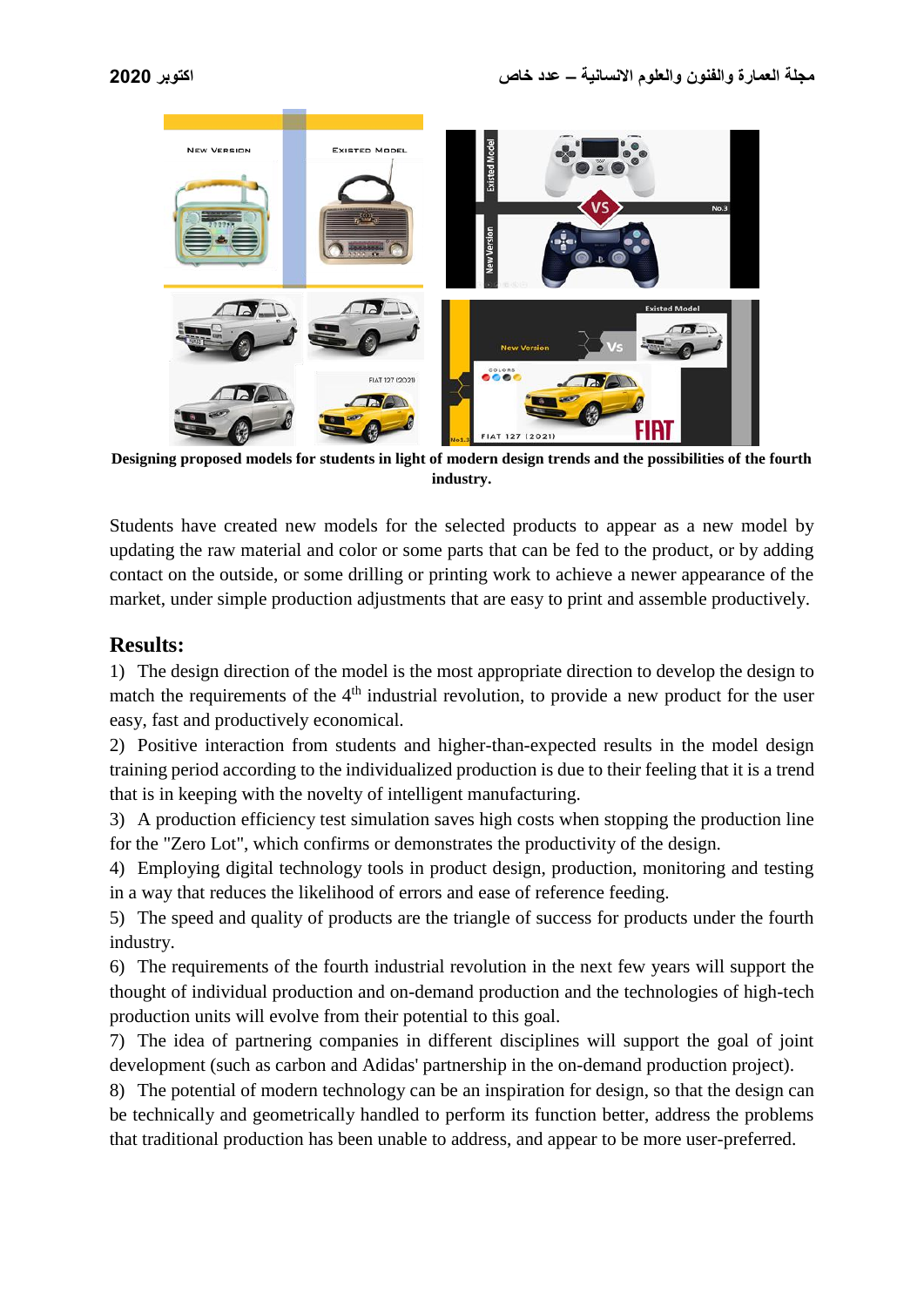**Designing proposed models for students in light of modern design trends and the possibilities of the fourth industry.**

Students have created new models for the selected products to appear as a new model by updating the raw material and color or some parts that can be fed to the product, or by adding contact on the outside, or some drilling or printing work to achieve a newer appearance of the market, under simple production adjustments that are easy to print and assemble productively.

## Results:

1) The design direction of the model is the most appropriate direction to develop the design to match the requirements of the 4th industrial revolution, to provide a new product for the user easy, fast and productively economical.

2) Positive interaction from students and higher-than-expected results in the model design training period according to the individualized production is due to their feeling that it is a trend that is in keeping with the novelty of intelligent manufacturing.

3) A production efficiency test simulation saves high costs when stopping the production line for the "Zero Lot", which confirms or demonstrates the productivity of the design.

4) Employing digital technology tools in product design, production, monitoring and testing in a way that reduces the likelihood of errors and ease of reference feeding.

5) The speed and quality of products are the triangle of success for products under the fourth industry.

6) The requirements of the fourth industrial revolution in the next few years will support the thought of individual production and on-demand production and the technologies of high-tech production units will evolve from their potential to this goal.

7) The idea of partnering companies in different disciplines will support the goal of joint development (such as carbon and Adidas' partnership in the on-demand production project).

8) The potential of modern technology can be an inspiration for design, so that the design can be technically and geometrically handled to perform its function better, address the problems that traditional production has been unable to address, and appear to be more user-preferred.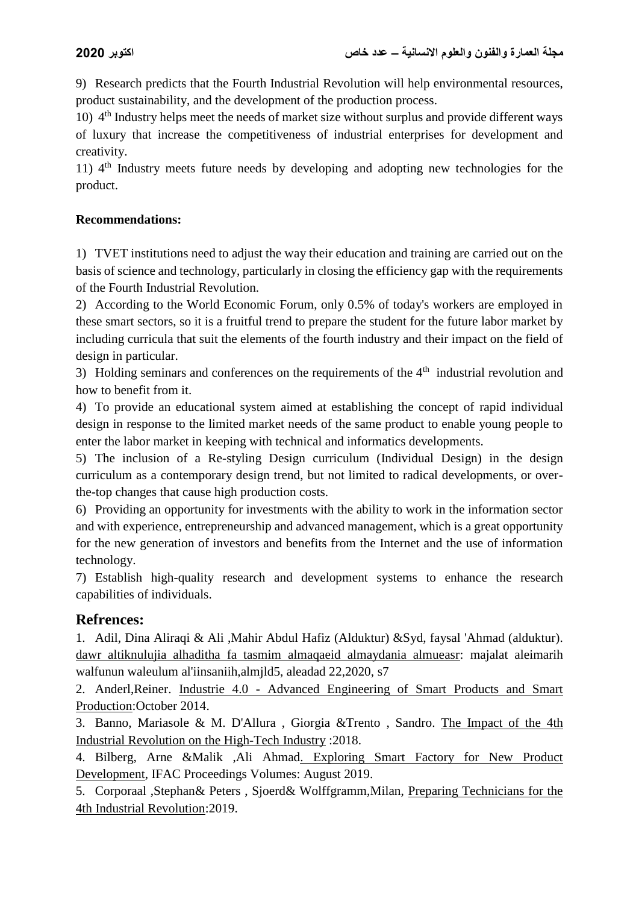9) Research predicts that the Fourth Industrial Revolution will help environmental resources, product sustainability, and the development of the production process.

10) 4th Industry helps meet the needs of market size without surplus and provide different ways of luxury that increase the competitiveness of industrial enterprises for development and creativity.

11) 4th Industry meets future needs by developing and adopting new technologies for the product.

**Recommendations:**

1) TVET institutions need to adjust the way their education and training are carried out on the basis of science and technology, particularly in closing the efficiency gap with the requirements of the Fourth Industrial Revolution.

2) According to the World Economic Forum, only 0.5% of today's workers are employed in these smart sectors, so it is a fruitful trend to prepare the student for the future labor market by including curricula that suit the elements of the fourth industry and their impact on the field of design in particular.

3) Holding seminars and conferences on the requirements of the 4th industrial revolution and how to benefit from it.

4) To provide an educational system aimed at establishing the concept of rapid individual design in response to the limited market needs of the same product to enable young people to enter the labor market in keeping with technical and informatics developments.

5) The inclusion of a Re-styling Design curriculum (Individual Design) in the design curriculum as a contemporary design trend, but not limited to radical developments, or over-the-top changes that cause high production costs.

6) Providing an opportunity for investments with the ability to work in the information sector and with experience, entrepreneurship and advanced management, which is a great opportunity for the new generation of investors and benefits from the Internet and the use of information technology.

7) Establish high-quality research and development systems to enhance the research capabilities of individuals.

## Refrences:

1. Adil, Dina Aliraqi & Ali ,Mahir Abdul Hafiz (Alduktur) &Syd, faysal 'Ahmad (alduktur). dawr altiknulujia alhaditha fa tasmim almaqaeid almaydania almueasr: majalat aleimarih walfunun waleulum al'iinsaniih,almjld5, aleadad 22,2020, s7

2. Anderl,Reiner. Industrie 4.0 - Advanced Engineering of Smart Products and Smart Production:October 2014.

3. Banno, Mariasole & M. D'Allura , Giorgia &Trento , Sandro. The Impact of the 4th Industrial Revolution on the High-Tech Industry :2018.

4. Bilberg, Arne &Malik ,Ali Ahmad. Exploring Smart Factory for New Product Development, IFAC Proceedings Volumes: August 2019.

5. Corporaal ,Stephan& Peters , Sjoerd& Wolffgramm,Milan, Preparing Technicians for the 4th Industrial Revolution:2019.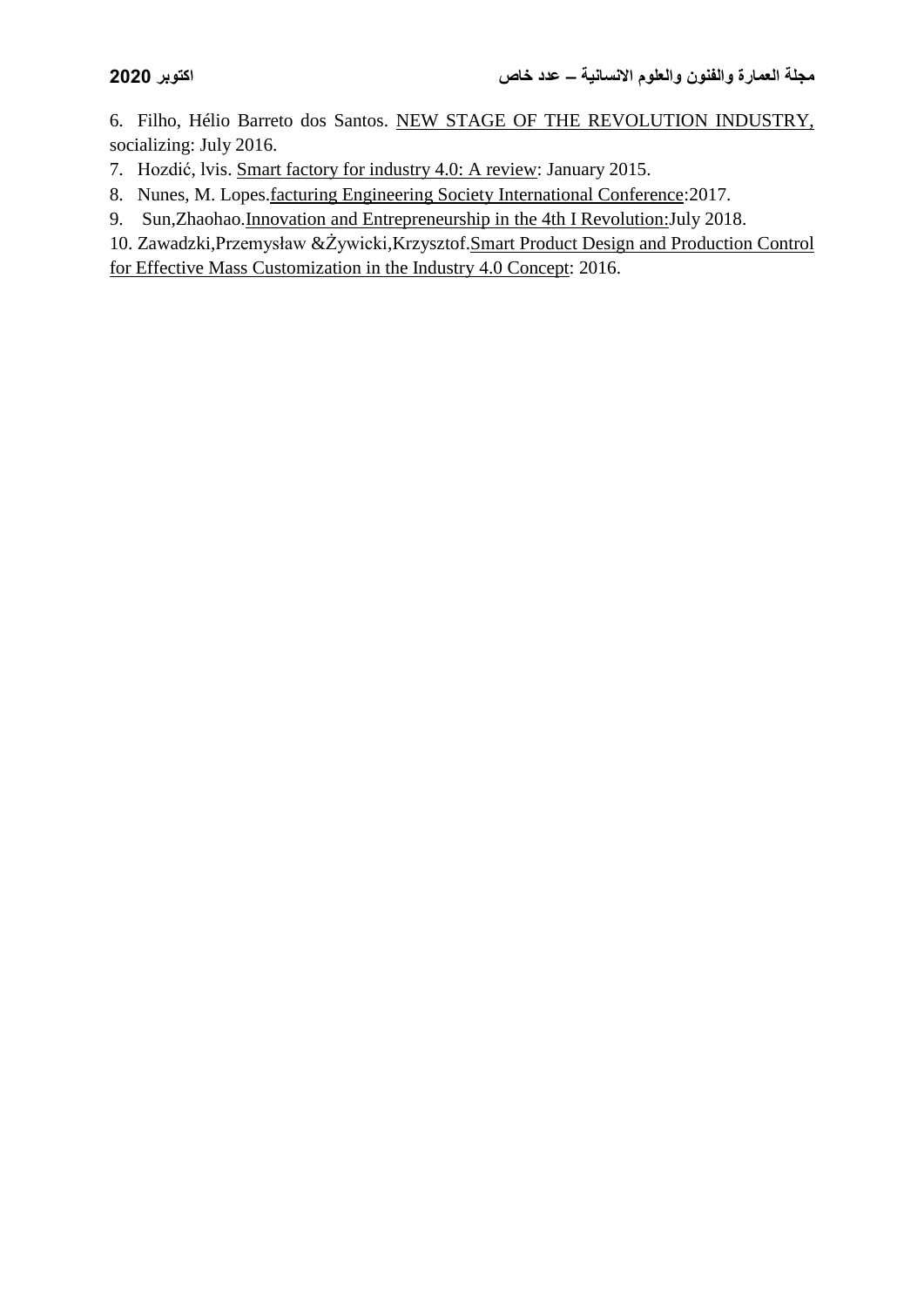6. Filho, Hélio Barreto dos Santos. NEW STAGE OF THE REVOLUTION INDUSTRY, socializing: July 2016.
7. Hozdić, lvis. Smart factory for industry 4.0: A review: January 2015.
8. Nunes, M. Lopes.facturing Engineering Society International Conference:2017.
9. Sun,Zhaohao.Innovation and Entrepreneurship in the 4th I Revolution:July 2018.
10. Zawadzki,Przemysław &Żywicki,Krzysztof.Smart Product Design and Production Control for Effective Mass Customization in the Industry 4.0 Concept: 2016.